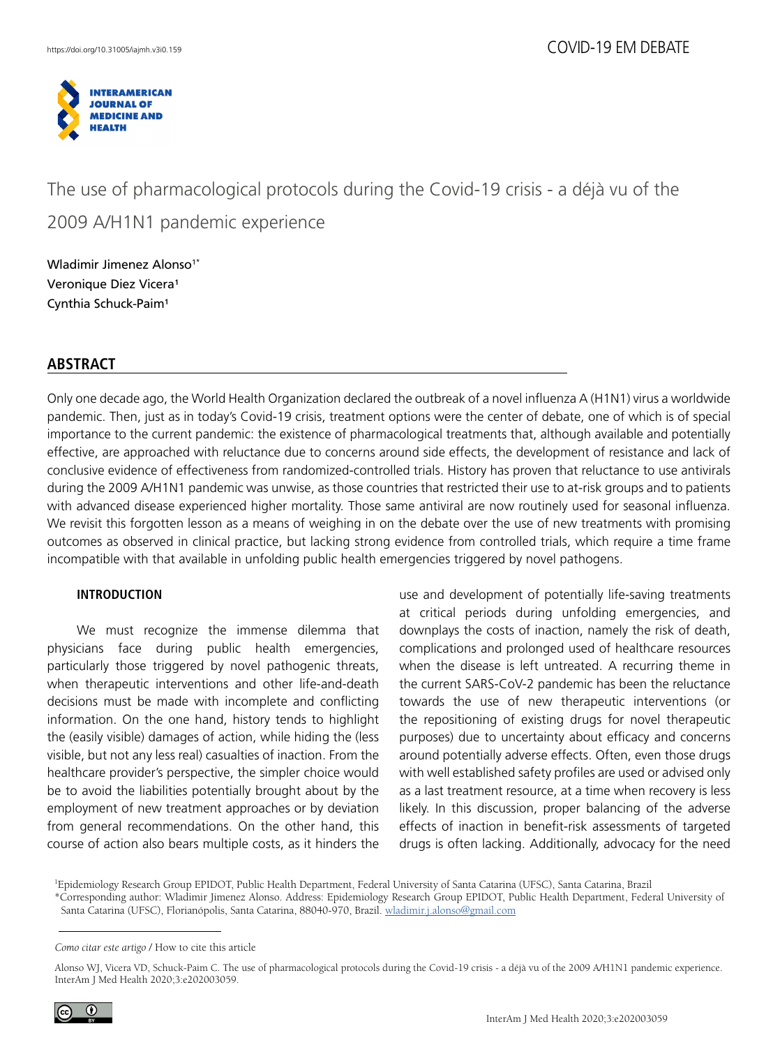# The use of pharmacological protocols during the Covid-19 crisis - a déjà vu of the 2009 A/H1N1 pandemic experience

Wladimir Jimenez Alonso[1*]
Veronique Diez Vicera[1]
Cynthia Schuck-Paim[1]

## ABSTRACT

Only one decade ago, the World Health Organization declared the outbreak of a novel influenza A (H1N1) virus a worldwide pandemic. Then, just as in today's Covid-19 crisis, treatment options were the center of debate, one of which is of special importance to the current pandemic: the existence of pharmacological treatments that, although available and potentially effective, are approached with reluctance due to concerns around side effects, the development of resistance and lack of conclusive evidence of effectiveness from randomized-controlled trials. History has proven that reluctance to use antivirals during the 2009 A/H1N1 pandemic was unwise, as those countries that restricted their use to at-risk groups and to patients with advanced disease experienced higher mortality. Those same antiviral are now routinely used for seasonal influenza. We revisit this forgotten lesson as a means of weighing in on the debate over the use of new treatments with promising outcomes as observed in clinical practice, but lacking strong evidence from controlled trials, which require a time frame incompatible with that available in unfolding public health emergencies triggered by novel pathogens.

### INTRODUCTION

We must recognize the immense dilemma that physicians face during public health emergencies, particularly those triggered by novel pathogenic threats, when therapeutic interventions and other life-and-death decisions must be made with incomplete and conflicting information. On the one hand, history tends to highlight the (easily visible) damages of action, while hiding the (less visible, but not any less real) casualties of inaction. From the healthcare provider's perspective, the simpler choice would be to avoid the liabilities potentially brought about by the employment of new treatment approaches or by deviation from general recommendations. On the other hand, this course of action also bears multiple costs, as it hinders the use and development of potentially life-saving treatments at critical periods during unfolding emergencies, and downplays the costs of inaction, namely the risk of death, complications and prolonged used of healthcare resources when the disease is left untreated. A recurring theme in the current SARS-CoV-2 pandemic has been the reluctance towards the use of new therapeutic interventions (or the repositioning of existing drugs for novel therapeutic purposes) due to uncertainty about efficacy and concerns around potentially adverse effects. Often, even those drugs with well established safety profiles are used or advised only as a last treatment resource, at a time when recovery is less likely. In this discussion, proper balancing of the adverse effects of inaction in benefit-risk assessments of targeted drugs is often lacking. Additionally, advocacy for the need

[1]Epidemiology Research Group EPIDOT, Public Health Department, Federal University of Santa Catarina (UFSC), Santa Catarina, Brazil
*Corresponding author: Wladimir Jimenez Alonso. Address: Epidemiology Research Group EPIDOT, Public Health Department, Federal University of Santa Catarina (UFSC), Florianópolis, Santa Catarina, 88040-970, Brazil. wladimir.j.alonso@gmail.com

*Como citar este artigo* / How to cite this article

Alonso WJ, Vicera VD, Schuck-Paim C. The use of pharmacological protocols during the Covid-19 crisis - a déjà vu of the 2009 A/H1N1 pandemic experience. InterAm J Med Health 2020;3:e202003059.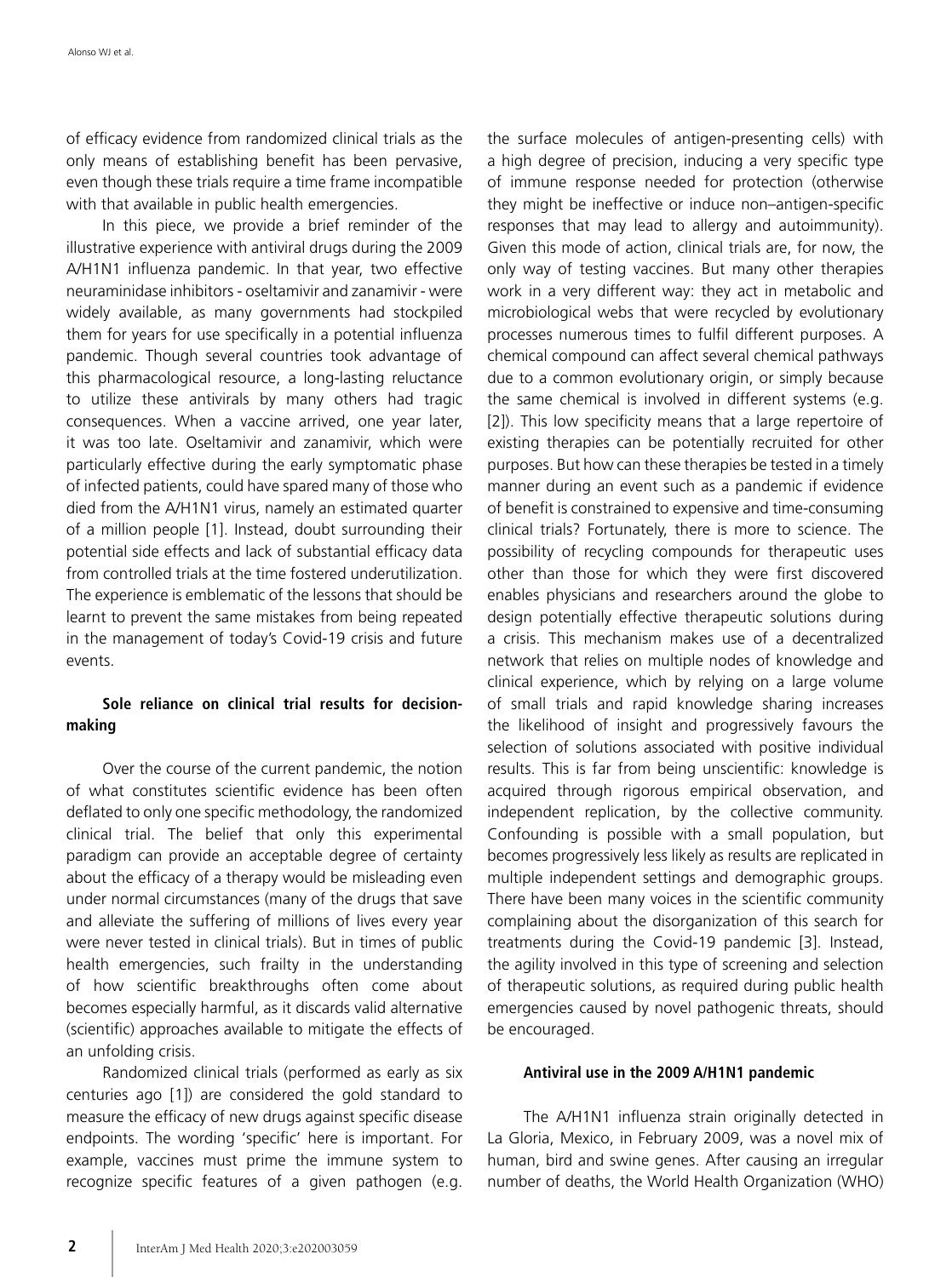of efficacy evidence from randomized clinical trials as the only means of establishing benefit has been pervasive, even though these trials require a time frame incompatible with that available in public health emergencies.

In this piece, we provide a brief reminder of the illustrative experience with antiviral drugs during the 2009 A/H1N1 influenza pandemic. In that year, two effective neuraminidase inhibitors - oseltamivir and zanamivir - were widely available, as many governments had stockpiled them for years for use specifically in a potential influenza pandemic. Though several countries took advantage of this pharmacological resource, a long-lasting reluctance to utilize these antivirals by many others had tragic consequences. When a vaccine arrived, one year later, it was too late. Oseltamivir and zanamivir, which were particularly effective during the early symptomatic phase of infected patients, could have spared many of those who died from the A/H1N1 virus, namely an estimated quarter of a million people [1]. Instead, doubt surrounding their potential side effects and lack of substantial efficacy data from controlled trials at the time fostered underutilization. The experience is emblematic of the lessons that should be learnt to prevent the same mistakes from being repeated in the management of today's Covid-19 crisis and future events.

## Sole reliance on clinical trial results for decision-making

Over the course of the current pandemic, the notion of what constitutes scientific evidence has been often deflated to only one specific methodology, the randomized clinical trial. The belief that only this experimental paradigm can provide an acceptable degree of certainty about the efficacy of a therapy would be misleading even under normal circumstances (many of the drugs that save and alleviate the suffering of millions of lives every year were never tested in clinical trials). But in times of public health emergencies, such frailty in the understanding of how scientific breakthroughs often come about becomes especially harmful, as it discards valid alternative (scientific) approaches available to mitigate the effects of an unfolding crisis.

Randomized clinical trials (performed as early as six centuries ago [1]) are considered the gold standard to measure the efficacy of new drugs against specific disease endpoints. The wording 'specific' here is important. For example, vaccines must prime the immune system to recognize specific features of a given pathogen (e.g. the surface molecules of antigen-presenting cells) with a high degree of precision, inducing a very specific type of immune response needed for protection (otherwise they might be ineffective or induce non–antigen-specific responses that may lead to allergy and autoimmunity). Given this mode of action, clinical trials are, for now, the only way of testing vaccines. But many other therapies work in a very different way: they act in metabolic and microbiological webs that were recycled by evolutionary processes numerous times to fulfil different purposes. A chemical compound can affect several chemical pathways due to a common evolutionary origin, or simply because the same chemical is involved in different systems (e.g. [2]). This low specificity means that a large repertoire of existing therapies can be potentially recruited for other purposes. But how can these therapies be tested in a timely manner during an event such as a pandemic if evidence of benefit is constrained to expensive and time-consuming clinical trials? Fortunately, there is more to science. The possibility of recycling compounds for therapeutic uses other than those for which they were first discovered enables physicians and researchers around the globe to design potentially effective therapeutic solutions during a crisis. This mechanism makes use of a decentralized network that relies on multiple nodes of knowledge and clinical experience, which by relying on a large volume of small trials and rapid knowledge sharing increases the likelihood of insight and progressively favours the selection of solutions associated with positive individual results. This is far from being unscientific: knowledge is acquired through rigorous empirical observation, and independent replication, by the collective community. Confounding is possible with a small population, but becomes progressively less likely as results are replicated in multiple independent settings and demographic groups. There have been many voices in the scientific community complaining about the disorganization of this search for treatments during the Covid-19 pandemic [3]. Instead, the agility involved in this type of screening and selection of therapeutic solutions, as required during public health emergencies caused by novel pathogenic threats, should be encouraged.

## Antiviral use in the 2009 A/H1N1 pandemic

The A/H1N1 influenza strain originally detected in La Gloria, Mexico, in February 2009, was a novel mix of human, bird and swine genes. After causing an irregular number of deaths, the World Health Organization (WHO)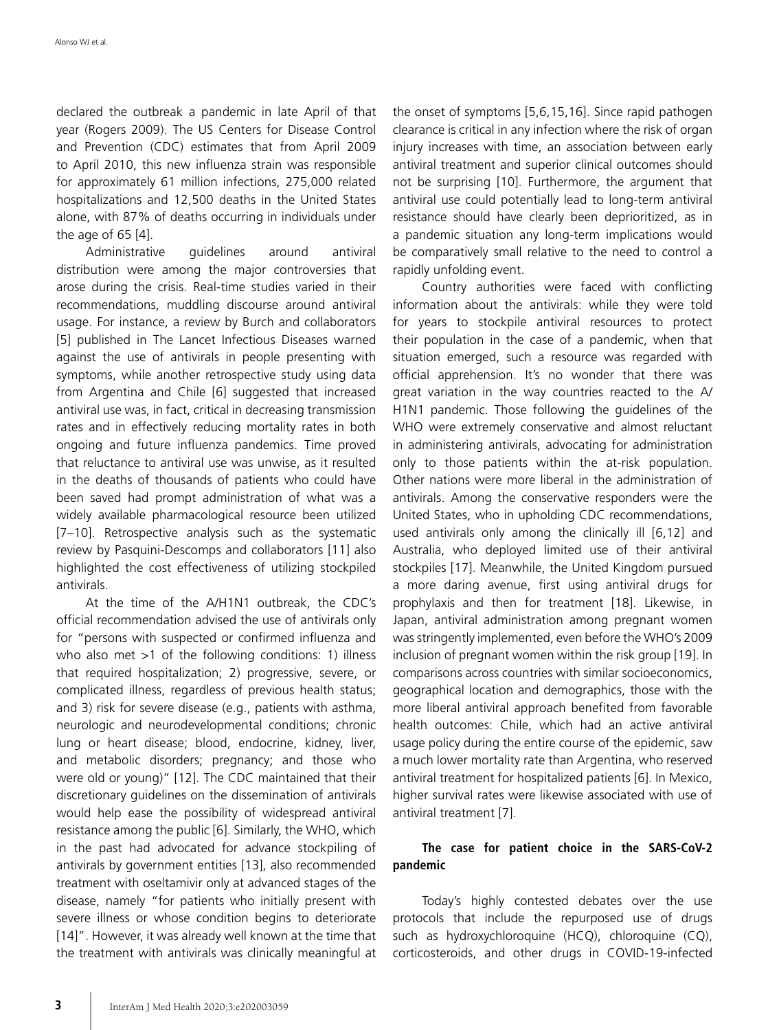declared the outbreak a pandemic in late April of that year (Rogers 2009). The US Centers for Disease Control and Prevention (CDC) estimates that from April 2009 to April 2010, this new influenza strain was responsible for approximately 61 million infections, 275,000 related hospitalizations and 12,500 deaths in the United States alone, with 87% of deaths occurring in individuals under the age of 65 [4].

Administrative guidelines around antiviral distribution were among the major controversies that arose during the crisis. Real-time studies varied in their recommendations, muddling discourse around antiviral usage. For instance, a review by Burch and collaborators [5] published in The Lancet Infectious Diseases warned against the use of antivirals in people presenting with symptoms, while another retrospective study using data from Argentina and Chile [6] suggested that increased antiviral use was, in fact, critical in decreasing transmission rates and in effectively reducing mortality rates in both ongoing and future influenza pandemics. Time proved that reluctance to antiviral use was unwise, as it resulted in the deaths of thousands of patients who could have been saved had prompt administration of what was a widely available pharmacological resource been utilized [7–10]. Retrospective analysis such as the systematic review by Pasquini-Descomps and collaborators [11] also highlighted the cost effectiveness of utilizing stockpiled antivirals.

At the time of the A/H1N1 outbreak, the CDC's official recommendation advised the use of antivirals only for "persons with suspected or confirmed influenza and who also met >1 of the following conditions: 1) illness that required hospitalization; 2) progressive, severe, or complicated illness, regardless of previous health status; and 3) risk for severe disease (e.g., patients with asthma, neurologic and neurodevelopmental conditions; chronic lung or heart disease; blood, endocrine, kidney, liver, and metabolic disorders; pregnancy; and those who were old or young)" [12]. The CDC maintained that their discretionary guidelines on the dissemination of antivirals would help ease the possibility of widespread antiviral resistance among the public [6]. Similarly, the WHO, which in the past had advocated for advance stockpiling of antivirals by government entities [13], also recommended treatment with oseltamivir only at advanced stages of the disease, namely "for patients who initially present with severe illness or whose condition begins to deteriorate [14]". However, it was already well known at the time that the treatment with antivirals was clinically meaningful at the onset of symptoms [5,6,15,16]. Since rapid pathogen clearance is critical in any infection where the risk of organ injury increases with time, an association between early antiviral treatment and superior clinical outcomes should not be surprising [10]. Furthermore, the argument that antiviral use could potentially lead to long-term antiviral resistance should have clearly been deprioritized, as in a pandemic situation any long-term implications would be comparatively small relative to the need to control a rapidly unfolding event.

Country authorities were faced with conflicting information about the antivirals: while they were told for years to stockpile antiviral resources to protect their population in the case of a pandemic, when that situation emerged, such a resource was regarded with official apprehension. It's no wonder that there was great variation in the way countries reacted to the A/H1N1 pandemic. Those following the guidelines of the WHO were extremely conservative and almost reluctant in administering antivirals, advocating for administration only to those patients within the at-risk population. Other nations were more liberal in the administration of antivirals. Among the conservative responders were the United States, who in upholding CDC recommendations, used antivirals only among the clinically ill [6,12] and Australia, who deployed limited use of their antiviral stockpiles [17]. Meanwhile, the United Kingdom pursued a more daring avenue, first using antiviral drugs for prophylaxis and then for treatment [18]. Likewise, in Japan, antiviral administration among pregnant women was stringently implemented, even before the WHO's 2009 inclusion of pregnant women within the risk group [19]. In comparisons across countries with similar socioeconomics, geographical location and demographics, those with the more liberal antiviral approach benefited from favorable health outcomes: Chile, which had an active antiviral usage policy during the entire course of the epidemic, saw a much lower mortality rate than Argentina, who reserved antiviral treatment for hospitalized patients [6]. In Mexico, higher survival rates were likewise associated with use of antiviral treatment [7].

## The case for patient choice in the SARS-CoV-2 pandemic

Today's highly contested debates over the use protocols that include the repurposed use of drugs such as hydroxychloroquine (HCQ), chloroquine (CQ), corticosteroids, and other drugs in COVID-19-infected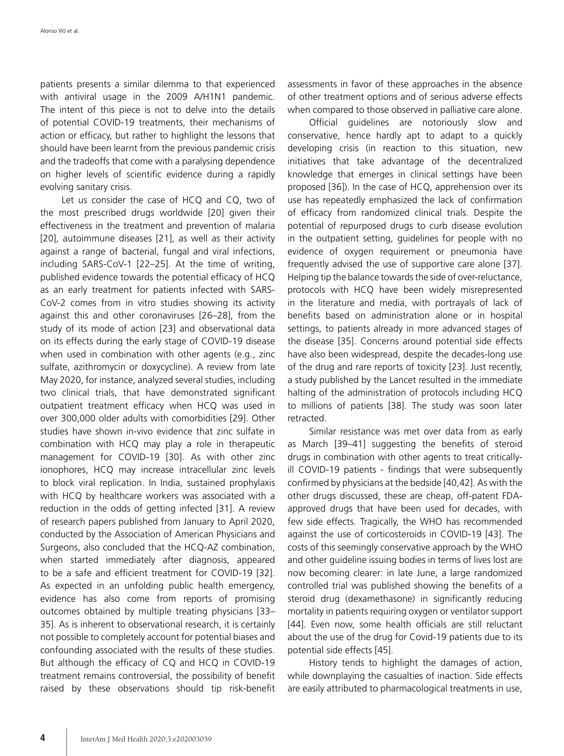patients presents a similar dilemma to that experienced with antiviral usage in the 2009 A/H1N1 pandemic. The intent of this piece is not to delve into the details of potential COVID-19 treatments, their mechanisms of action or efficacy, but rather to highlight the lessons that should have been learnt from the previous pandemic crisis and the tradeoffs that come with a paralysing dependence on higher levels of scientific evidence during a rapidly evolving sanitary crisis.

Let us consider the case of HCQ and CQ, two of the most prescribed drugs worldwide [20] given their effectiveness in the treatment and prevention of malaria [20], autoimmune diseases [21], as well as their activity against a range of bacterial, fungal and viral infections, including SARS-CoV-1 [22–25]. At the time of writing, published evidence towards the potential efficacy of HCQ as an early treatment for patients infected with SARS-CoV-2 comes from in vitro studies showing its activity against this and other coronaviruses [26–28], from the study of its mode of action [23] and observational data on its effects during the early stage of COVID-19 disease when used in combination with other agents (e.g., zinc sulfate, azithromycin or doxycycline). A review from late May 2020, for instance, analyzed several studies, including two clinical trials, that have demonstrated significant outpatient treatment efficacy when HCQ was used in over 300,000 older adults with comorbidities [29]. Other studies have shown in-vivo evidence that zinc sulfate in combination with HCQ may play a role in therapeutic management for COVID-19 [30]. As with other zinc ionophores, HCQ may increase intracellular zinc levels to block viral replication. In India, sustained prophylaxis with HCQ by healthcare workers was associated with a reduction in the odds of getting infected [31]. A review of research papers published from January to April 2020, conducted by the Association of American Physicians and Surgeons, also concluded that the HCQ-AZ combination, when started immediately after diagnosis, appeared to be a safe and efficient treatment for COVID-19 [32]. As expected in an unfolding public health emergency, evidence has also come from reports of promising outcomes obtained by multiple treating physicians [33–35]. As is inherent to observational research, it is certainly not possible to completely account for potential biases and confounding associated with the results of these studies. But although the efficacy of CQ and HCQ in COVID-19 treatment remains controversial, the possibility of benefit raised by these observations should tip risk-benefit assessments in favor of these approaches in the absence of other treatment options and of serious adverse effects when compared to those observed in palliative care alone.

Official guidelines are notoriously slow and conservative, hence hardly apt to adapt to a quickly developing crisis (in reaction to this situation, new initiatives that take advantage of the decentralized knowledge that emerges in clinical settings have been proposed [36]). In the case of HCQ, apprehension over its use has repeatedly emphasized the lack of confirmation of efficacy from randomized clinical trials. Despite the potential of repurposed drugs to curb disease evolution in the outpatient setting, guidelines for people with no evidence of oxygen requirement or pneumonia have frequently advised the use of supportive care alone [37]. Helping tip the balance towards the side of over-reluctance, protocols with HCQ have been widely misrepresented in the literature and media, with portrayals of lack of benefits based on administration alone or in hospital settings, to patients already in more advanced stages of the disease [35]. Concerns around potential side effects have also been widespread, despite the decades-long use of the drug and rare reports of toxicity [23]. Just recently, a study published by the Lancet resulted in the immediate halting of the administration of protocols including HCQ to millions of patients [38]. The study was soon later retracted.

Similar resistance was met over data from as early as March [39–41] suggesting the benefits of steroid drugs in combination with other agents to treat critically-ill COVID-19 patients - findings that were subsequently confirmed by physicians at the bedside [40,42]. As with the other drugs discussed, these are cheap, off-patent FDA-approved drugs that have been used for decades, with few side effects. Tragically, the WHO has recommended against the use of corticosteroids in COVID-19 [43]. The costs of this seemingly conservative approach by the WHO and other guideline issuing bodies in terms of lives lost are now becoming clearer: in late June, a large randomized controlled trial was published showing the benefits of a steroid drug (dexamethasone) in significantly reducing mortality in patients requiring oxygen or ventilator support [44]. Even now, some health officials are still reluctant about the use of the drug for Covid-19 patients due to its potential side effects [45].

History tends to highlight the damages of action, while downplaying the casualties of inaction. Side effects are easily attributed to pharmacological treatments in use,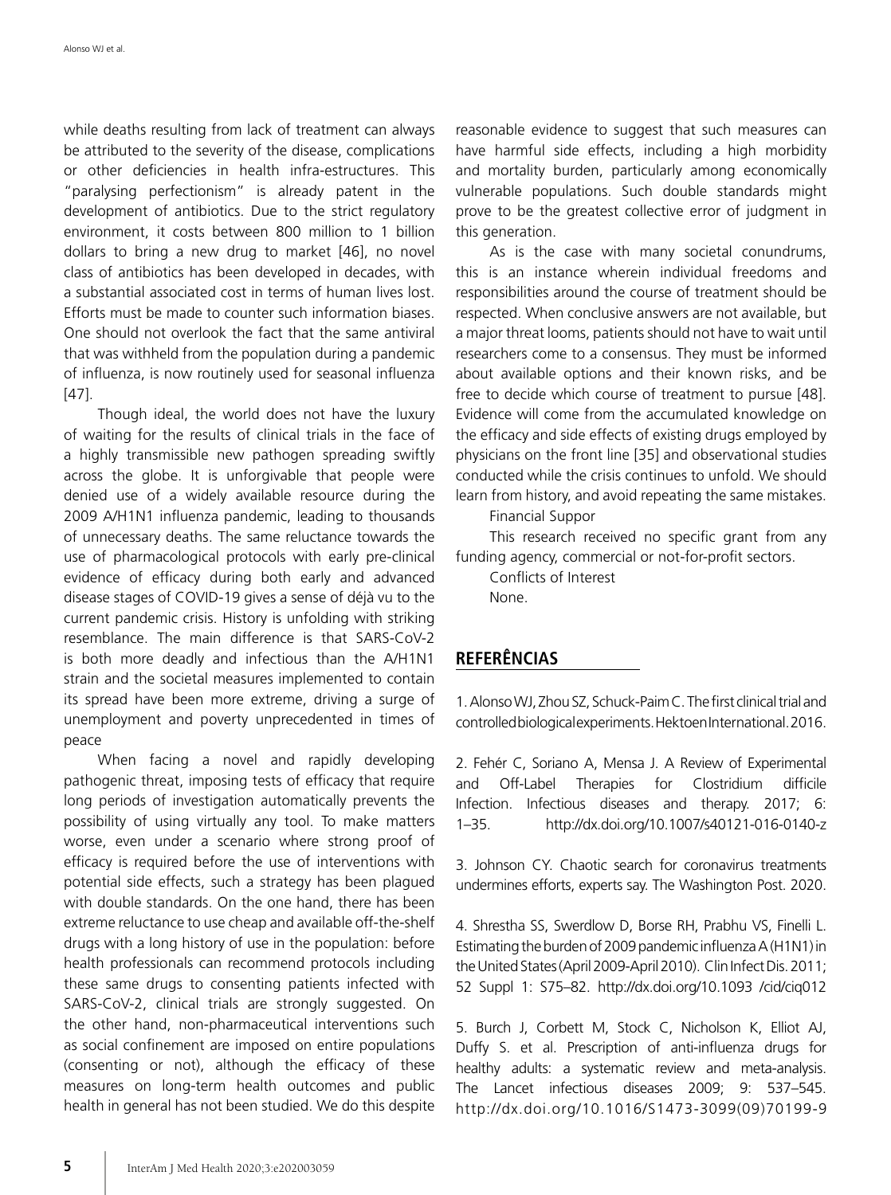while deaths resulting from lack of treatment can always be attributed to the severity of the disease, complications or other deficiencies in health infra-estructures. This "paralysing perfectionism" is already patent in the development of antibiotics. Due to the strict regulatory environment, it costs between 800 million to 1 billion dollars to bring a new drug to market [46], no novel class of antibiotics has been developed in decades, with a substantial associated cost in terms of human lives lost. Efforts must be made to counter such information biases. One should not overlook the fact that the same antiviral that was withheld from the population during a pandemic of influenza, is now routinely used for seasonal influenza [47].

Though ideal, the world does not have the luxury of waiting for the results of clinical trials in the face of a highly transmissible new pathogen spreading swiftly across the globe. It is unforgivable that people were denied use of a widely available resource during the 2009 A/H1N1 influenza pandemic, leading to thousands of unnecessary deaths. The same reluctance towards the use of pharmacological protocols with early pre-clinical evidence of efficacy during both early and advanced disease stages of COVID-19 gives a sense of déjà vu to the current pandemic crisis. History is unfolding with striking resemblance. The main difference is that SARS-CoV-2 is both more deadly and infectious than the A/H1N1 strain and the societal measures implemented to contain its spread have been more extreme, driving a surge of unemployment and poverty unprecedented in times of peace

When facing a novel and rapidly developing pathogenic threat, imposing tests of efficacy that require long periods of investigation automatically prevents the possibility of using virtually any tool. To make matters worse, even under a scenario where strong proof of efficacy is required before the use of interventions with potential side effects, such a strategy has been plagued with double standards. On the one hand, there has been extreme reluctance to use cheap and available off-the-shelf drugs with a long history of use in the population: before health professionals can recommend protocols including these same drugs to consenting patients infected with SARS-CoV-2, clinical trials are strongly suggested. On the other hand, non-pharmaceutical interventions such as social confinement are imposed on entire populations (consenting or not), although the efficacy of these measures on long-term health outcomes and public health in general has not been studied. We do this despite reasonable evidence to suggest that such measures can have harmful side effects, including a high morbidity and mortality burden, particularly among economically vulnerable populations. Such double standards might prove to be the greatest collective error of judgment in this generation.

As is the case with many societal conundrums, this is an instance wherein individual freedoms and responsibilities around the course of treatment should be respected. When conclusive answers are not available, but a major threat looms, patients should not have to wait until researchers come to a consensus. They must be informed about available options and their known risks, and be free to decide which course of treatment to pursue [48]. Evidence will come from the accumulated knowledge on the efficacy and side effects of existing drugs employed by physicians on the front line [35] and observational studies conducted while the crisis continues to unfold. We should learn from history, and avoid repeating the same mistakes.

Financial Suppor

This research received no specific grant from any funding agency, commercial or not-for-profit sectors.

Conflicts of Interest

None.

## REFERÊNCIAS

1. Alonso WJ, Zhou SZ, Schuck-Paim C. The first clinical trial and controlled biological experiments. Hektoen International. 2016.

2. Fehér C, Soriano A, Mensa J. A Review of Experimental and Off-Label Therapies for Clostridium difficile Infection. Infectious diseases and therapy. 2017; 6: 1–35. http://dx.doi.org/10.1007/s40121-016-0140-z

3. Johnson CY. Chaotic search for coronavirus treatments undermines efforts, experts say. The Washington Post. 2020.

4. Shrestha SS, Swerdlow D, Borse RH, Prabhu VS, Finelli L. Estimating the burden of 2009 pandemic influenza A (H1N1) in the United States (April 2009-April 2010). Clin Infect Dis. 2011; 52 Suppl 1: S75–82. http://dx.doi.org/10.1093 /cid/ciq012

5. Burch J, Corbett M, Stock C, Nicholson K, Elliot AJ, Duffy S. et al. Prescription of anti-influenza drugs for healthy adults: a systematic review and meta-analysis. The Lancet infectious diseases 2009; 9: 537–545. http://dx.doi.org/10.1016/S1473-3099(09)70199-9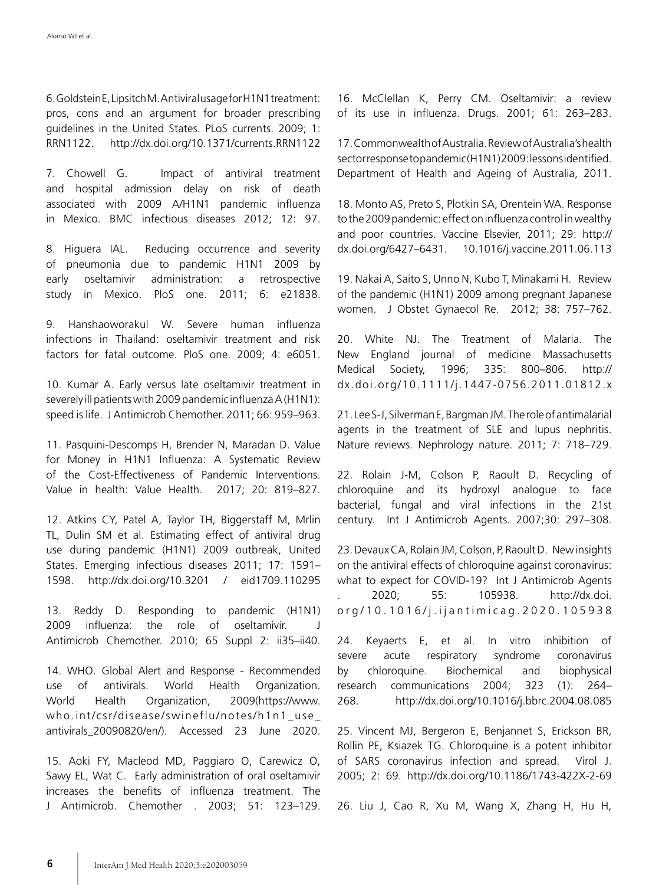6. Goldstein E, Lipsitch M. Antiviral usage for H1N1 treatment: pros, cons and an argument for broader prescribing guidelines in the United States. PLoS currents. 2009; 1: RRN1122. http://dx.doi.org/10.1371/currents.RRN1122

7. Chowell G. Impact of antiviral treatment and hospital admission delay on risk of death associated with 2009 A/H1N1 pandemic influenza in Mexico. BMC infectious diseases 2012; 12: 97.

8. Higuera IAL. Reducing occurrence and severity of pneumonia due to pandemic H1N1 2009 by early oseltamivir administration: a retrospective study in Mexico. PloS one. 2011; 6: e21838.

9. Hanshaoworakul W. Severe human influenza infections in Thailand: oseltamivir treatment and risk factors for fatal outcome. PloS one. 2009; 4: e6051.

10. Kumar A. Early versus late oseltamivir treatment in severely ill patients with 2009 pandemic influenza A (H1N1): speed is life. J Antimicrob Chemother. 2011; 66: 959–963.

11. Pasquini-Descomps H, Brender N, Maradan D. Value for Money in H1N1 Influenza: A Systematic Review of the Cost-Effectiveness of Pandemic Interventions. Value in health: Value Health. 2017; 20: 819–827.

12. Atkins CY, Patel A, Taylor TH, Biggerstaff M, Mrlin TL, Dulin SM et al. Estimating effect of antiviral drug use during pandemic (H1N1) 2009 outbreak, United States. Emerging infectious diseases 2011; 17: 1591–1598. http://dx.doi.org/10.3201 / eid1709.110295

13. Reddy D. Responding to pandemic (H1N1) 2009 influenza: the role of oseltamivir. J Antimicrob Chemother. 2010; 65 Suppl 2: ii35–ii40.

14. WHO. Global Alert and Response - Recommended use of antivirals. World Health Organization. World Health Organization, 2009(https://www.who.int/csr/disease/swineflu/notes/h1n1_use_antivirals_20090820/en/). Accessed 23 June 2020.

15. Aoki FY, Macleod MD, Paggiaro O, Carewicz O, Sawy EL, Wat C. Early administration of oral oseltamivir increases the benefits of influenza treatment. The J Antimicrob. Chemother . 2003; 51: 123–129.

16. McClellan K, Perry CM. Oseltamivir: a review of its use in influenza. Drugs. 2001; 61: 263–283.

17. Commonwealth of Australia. Review of Australia's health sector response to pandemic (H1N1) 2009: lessons identified. Department of Health and Ageing of Australia, 2011.

18. Monto AS, Preto S, Plotkin SA, Orentein WA. Response to the 2009 pandemic: effect on influenza control in wealthy and poor countries. Vaccine Elsevier, 2011; 29: http://dx.doi.org/6427–6431. 10.1016/j.vaccine.2011.06.113

19. Nakai A, Saito S, Unno N, Kubo T, Minakami H. Review of the pandemic (H1N1) 2009 among pregnant Japanese women. J Obstet Gynaecol Re. 2012; 38: 757–762.

20. White NJ. The Treatment of Malaria. The New England journal of medicine Massachusetts Medical Society, 1996; 335: 800–806. http://dx.doi.org/10.1111/j.1447-0756.2011.01812.x

21. Lee S-J, Silverman E, Bargman JM. The role of antimalarial agents in the treatment of SLE and lupus nephritis. Nature reviews. Nephrology nature. 2011; 7: 718–729.

22. Rolain J-M, Colson P, Raoult D. Recycling of chloroquine and its hydroxyl analogue to face bacterial, fungal and viral infections in the 21st century. Int J Antimicrob Agents. 2007;30: 297–308.

23. Devaux CA, Rolain JM, Colson, P, Raoult D. New insights on the antiviral effects of chloroquine against coronavirus: what to expect for COVID-19? Int J Antimicrob Agents . 2020; 55: 105938. http://dx.doi.org/10.1016/j.ijantimicag.2020.105938

24. Keyaerts E, et al. In vitro inhibition of severe acute respiratory syndrome coronavirus by chloroquine. Biochemical and biophysical research communications 2004; 323 (1): 264–268. http://dx.doi.org/10.1016/j.bbrc.2004.08.085

25. Vincent MJ, Bergeron E, Benjannet S, Erickson BR, Rollin PE, Ksiazek TG. Chloroquine is a potent inhibitor of SARS coronavirus infection and spread. Virol J. 2005; 2: 69. http://dx.doi.org/10.1186/1743-422X-2-69

26. Liu J, Cao R, Xu M, Wang X, Zhang H, Hu H,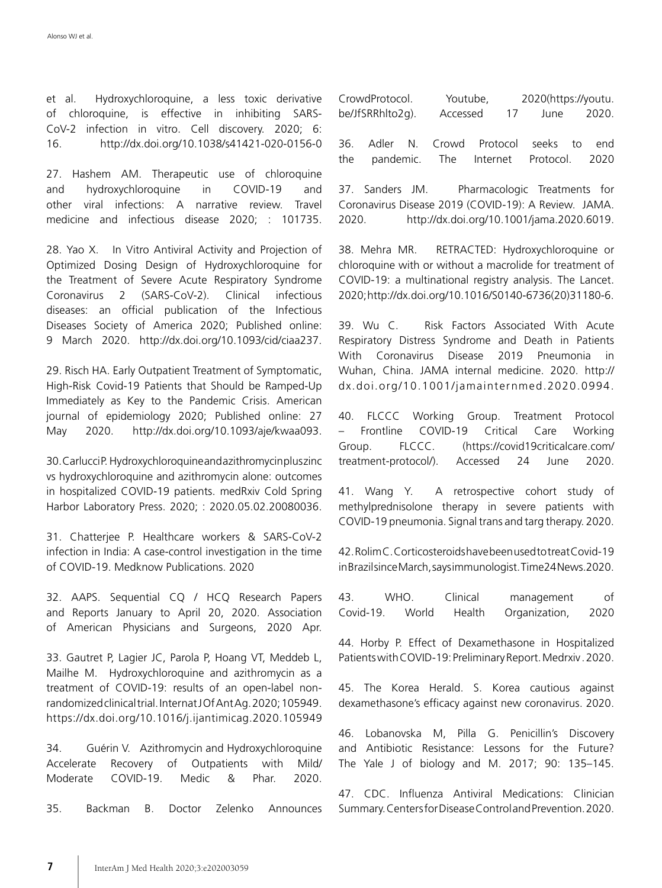et al. Hydroxychloroquine, a less toxic derivative of chloroquine, is effective in inhibiting SARS-CoV-2 infection in vitro. Cell discovery. 2020; 6: 16. http://dx.doi.org/10.1038/s41421-020-0156-0

27. Hashem AM. Therapeutic use of chloroquine and hydroxychloroquine in COVID-19 and other viral infections: A narrative review. Travel medicine and infectious disease 2020; : 101735.

28. Yao X. In Vitro Antiviral Activity and Projection of Optimized Dosing Design of Hydroxychloroquine for the Treatment of Severe Acute Respiratory Syndrome Coronavirus 2 (SARS-CoV-2). Clinical infectious diseases: an official publication of the Infectious Diseases Society of America 2020; Published online: 9 March 2020. http://dx.doi.org/10.1093/cid/ciaa237.

29. Risch HA. Early Outpatient Treatment of Symptomatic, High-Risk Covid-19 Patients that Should be Ramped-Up Immediately as Key to the Pandemic Crisis. American journal of epidemiology 2020; Published online: 27 May 2020. http://dx.doi.org/10.1093/aje/kwaa093.

30. Carlucci P. Hydroxychloroquine and azithromycin plus zinc vs hydroxychloroquine and azithromycin alone: outcomes in hospitalized COVID-19 patients. medRxiv Cold Spring Harbor Laboratory Press. 2020; : 2020.05.02.20080036.

31. Chatterjee P. Healthcare workers & SARS-CoV-2 infection in India: A case-control investigation in the time of COVID-19. Medknow Publications. 2020

32. AAPS. Sequential CQ / HCQ Research Papers and Reports January to April 20, 2020. Association of American Physicians and Surgeons, 2020 Apr.

33. Gautret P, Lagier JC, Parola P, Hoang VT, Meddeb L, Mailhe M. Hydroxychloroquine and azithromycin as a treatment of COVID-19: results of an open-label non-randomized clinical trial. Internat J Of Ant Ag. 2020; 105949. https://dx.doi.org/10.1016/j.ijantimicag.2020.105949

34. Guérin V. Azithromycin and Hydroxychloroquine Accelerate Recovery of Outpatients with Mild/Moderate COVID-19. Medic & Phar. 2020.

35. Backman B. Doctor Zelenko Announces CrowdProtocol. Youtube, 2020(https://youtu.be/JfSRRhlto2g). Accessed 17 June 2020.

36. Adler N. Crowd Protocol seeks to end the pandemic. The Internet Protocol. 2020

37. Sanders JM. Pharmacologic Treatments for Coronavirus Disease 2019 (COVID-19): A Review. JAMA. 2020. http://dx.doi.org/10.1001/jama.2020.6019.

38. Mehra MR. RETRACTED: Hydroxychloroquine or chloroquine with or without a macrolide for treatment of COVID-19: a multinational registry analysis. The Lancet. 2020; http://dx.doi.org/10.1016/S0140-6736(20)31180-6.

39. Wu C. Risk Factors Associated With Acute Respiratory Distress Syndrome and Death in Patients With Coronavirus Disease 2019 Pneumonia in Wuhan, China. JAMA internal medicine. 2020. http://dx.doi.org/10.1001/jamainternmed.2020.0994.

40. FLCCC Working Group. Treatment Protocol – Frontline COVID-19 Critical Care Working Group. FLCCC. (https://covid19criticalcare.com/treatment-protocol/). Accessed 24 June 2020.

41. Wang Y. A retrospective cohort study of methylprednisolone therapy in severe patients with COVID-19 pneumonia. Signal trans and targ therapy. 2020.

42. Rolim C. Corticosteroids have been used to treat Covid-19 in Brazil since March, says immunologist. Time24News. 2020.

43. WHO. Clinical management of Covid-19. World Health Organization, 2020

44. Horby P. Effect of Dexamethasone in Hospitalized Patients with COVID-19: Preliminary Report. Medrxiv. 2020.

45. The Korea Herald. S. Korea cautious against dexamethasone's efficacy against new coronavirus. 2020.

46. Lobanovska M, Pilla G. Penicillin's Discovery and Antibiotic Resistance: Lessons for the Future? The Yale J of biology and M. 2017; 90: 135–145.

47. CDC. Influenza Antiviral Medications: Clinician Summary. Centers for Disease Control and Prevention. 2020.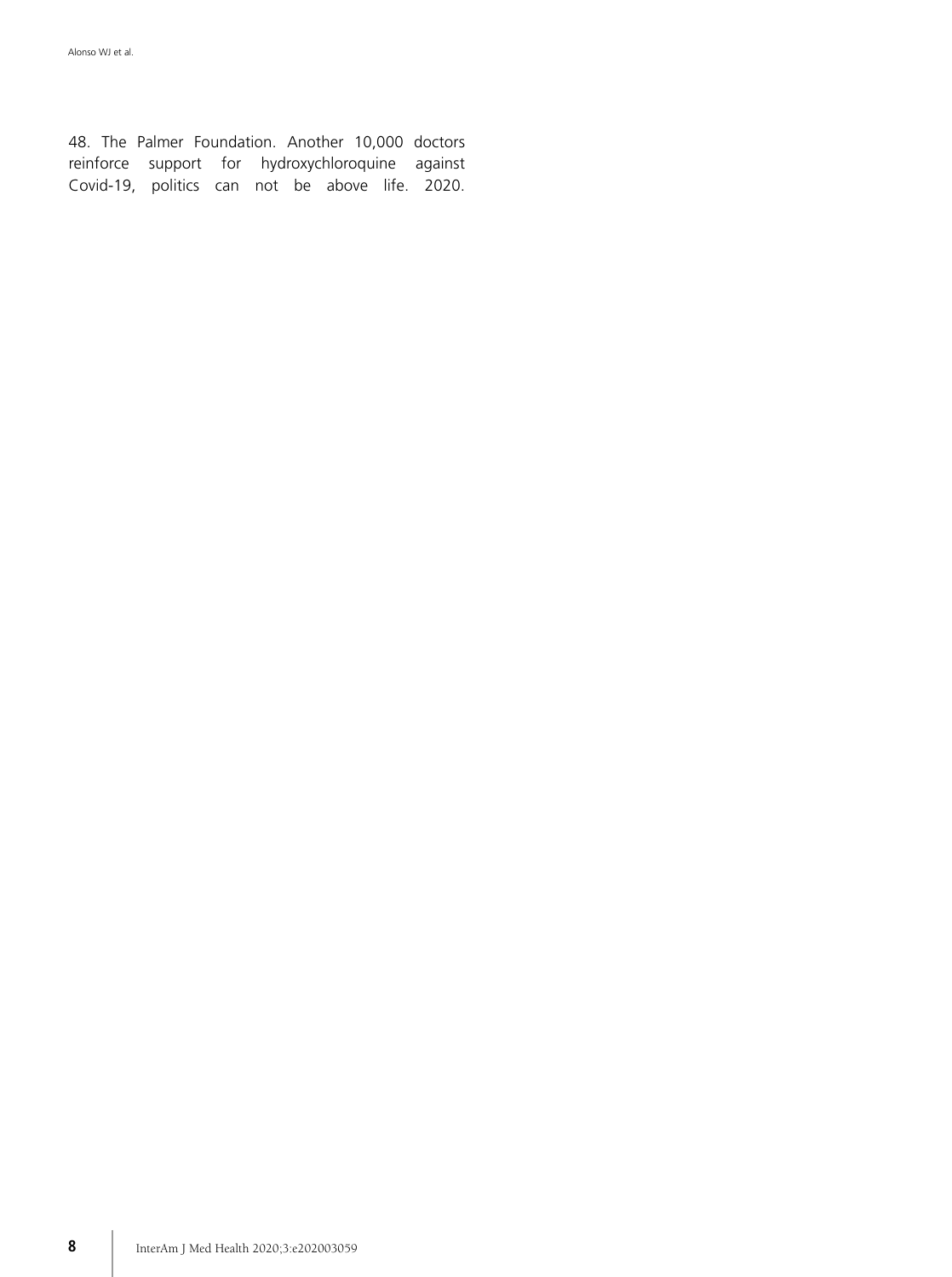48. The Palmer Foundation. Another 10,000 doctors reinforce support for hydroxychloroquine against Covid-19, politics can not be above life. 2020.